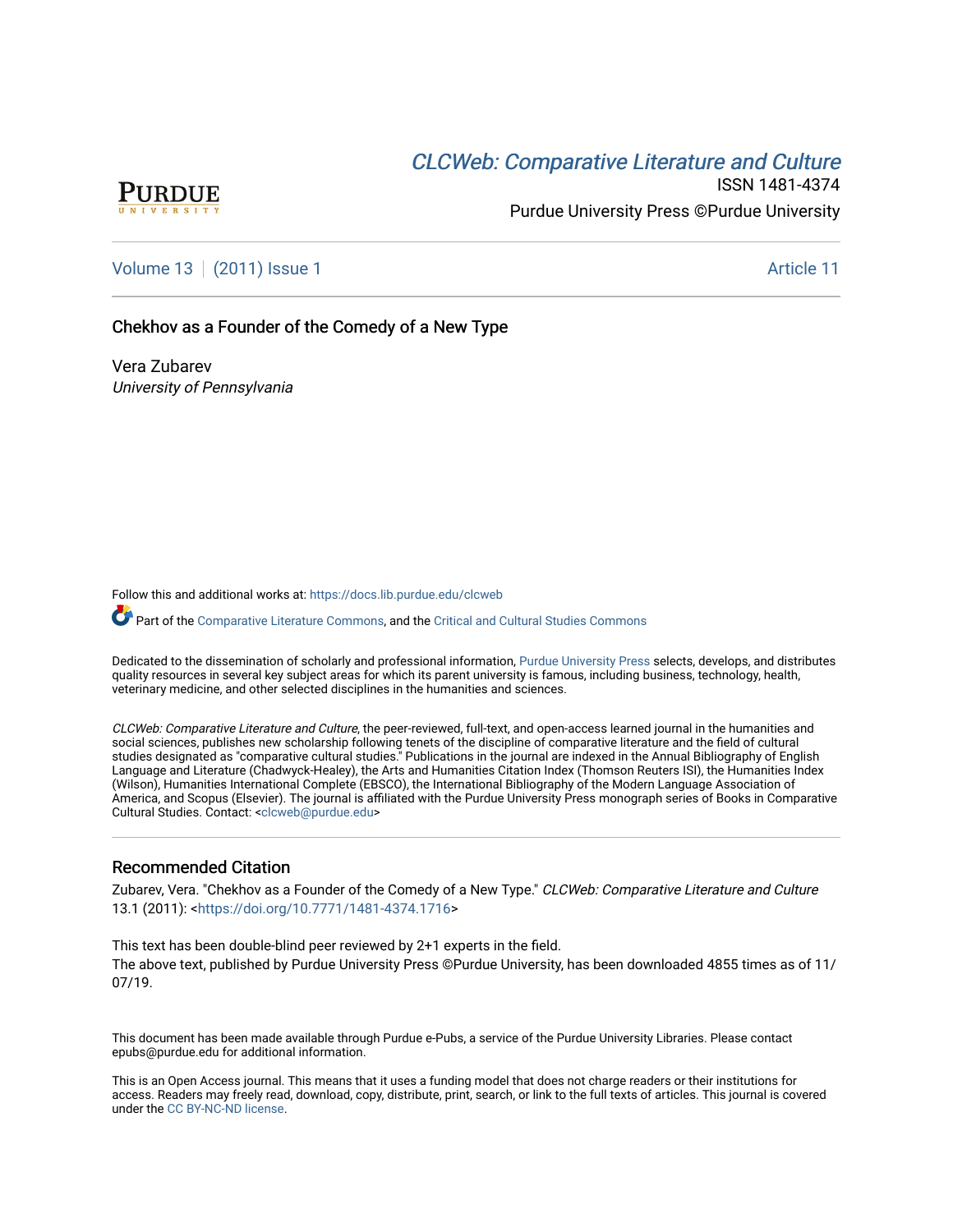[CLCWeb: Comparative Literature and Culture](https://docs.lib.purdue.edu/clcweb)

ISSN 1481-4374

Purdue University Press ©Purdue University

Volume 13 | (2011) Issue 1 Article 11

# Chekhov as a Founder of the Comedy of a New Type

Vera Zubarev
*University of Pennsylvania*

Follow this and additional works at: https://docs.lib.purdue.edu/clcweb

Part of the Comparative Literature Commons, and the Critical and Cultural Studies Commons

Dedicated to the dissemination of scholarly and professional information, Purdue University Press selects, develops, and distributes quality resources in several key subject areas for which its parent university is famous, including business, technology, health, veterinary medicine, and other selected disciplines in the humanities and sciences.

*CLCWeb: Comparative Literature and Culture*, the peer-reviewed, full-text, and open-access learned journal in the humanities and social sciences, publishes new scholarship following tenets of the discipline of comparative literature and the field of cultural studies designated as "comparative cultural studies." Publications in the journal are indexed in the Annual Bibliography of English Language and Literature (Chadwyck-Healey), the Arts and Humanities Citation Index (Thomson Reuters ISI), the Humanities Index (Wilson), Humanities International Complete (EBSCO), the International Bibliography of the Modern Language Association of America, and Scopus (Elsevier). The journal is affiliated with the Purdue University Press monograph series of Books in Comparative Cultural Studies. Contact: <clcweb@purdue.edu>

## Recommended Citation

Zubarev, Vera. "Chekhov as a Founder of the Comedy of a New Type." *CLCWeb: Comparative Literature and Culture* 13.1 (2011): <https://doi.org/10.7771/1481-4374.1716>

This text has been double-blind peer reviewed by 2+1 experts in the field.
The above text, published by Purdue University Press ©Purdue University, has been downloaded 4855 times as of 11/07/19.

This document has been made available through Purdue e-Pubs, a service of the Purdue University Libraries. Please contact epubs@purdue.edu for additional information.

This is an Open Access journal. This means that it uses a funding model that does not charge readers or their institutions for access. Readers may freely read, download, copy, distribute, print, search, or link to the full texts of articles. This journal is covered under the CC BY-NC-ND license.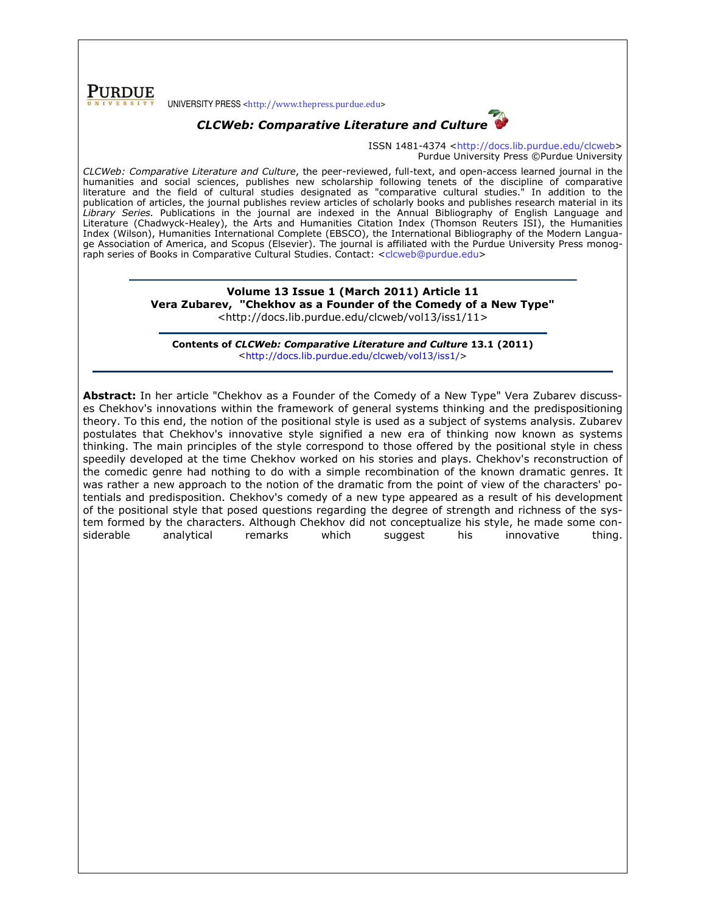UNIVERSITY PRESS <http://www.thepress.purdue.edu>

## *CLCWeb: Comparative Literature and Culture*

ISSN 1481-4374 <http://docs.lib.purdue.edu/clcweb>
Purdue University Press ©Purdue University

*CLCWeb: Comparative Literature and Culture*, the peer-reviewed, full-text, and open-access learned journal in the humanities and social sciences, publishes new scholarship following tenets of the discipline of comparative literature and the field of cultural studies designated as "comparative cultural studies." In addition to the publication of articles, the journal publishes review articles of scholarly books and publishes research material in its *Library Series*. Publications in the journal are indexed in the Annual Bibliography of English Language and Literature (Chadwyck-Healey), the Arts and Humanities Citation Index (Thomson Reuters ISI), the Humanities Index (Wilson), Humanities International Complete (EBSCO), the International Bibliography of the Modern Language Association of America, and Scopus (Elsevier). The journal is affiliated with the Purdue University Press monograph series of Books in Comparative Cultural Studies. Contact: <clcweb@purdue.edu>

**Volume 13 Issue 1 (March 2011) Article 11**
**Vera Zubarev, "Chekhov as a Founder of the Comedy of a New Type"**
<http://docs.lib.purdue.edu/clcweb/vol13/iss1/11>

**Contents of *CLCWeb: Comparative Literature and Culture* 13.1 (2011)**
<http://docs.lib.purdue.edu/clcweb/vol13/iss1/>

**Abstract:** In her article "Chekhov as a Founder of the Comedy of a New Type" Vera Zubarev discusses Chekhov's innovations within the framework of general systems thinking and the predispositioning theory. To this end, the notion of the positional style is used as a subject of systems analysis. Zubarev postulates that Chekhov's innovative style signified a new era of thinking now known as systems thinking. The main principles of the style correspond to those offered by the positional style in chess speedily developed at the time Chekhov worked on his stories and plays. Chekhov's reconstruction of the comedic genre had nothing to do with a simple recombination of the known dramatic genres. It was rather a new approach to the notion of the dramatic from the point of view of the characters' potentials and predisposition. Chekhov's comedy of a new type appeared as a result of his development of the positional style that posed questions regarding the degree of strength and richness of the system formed by the characters. Although Chekhov did not conceptualize his style, he made some considerable analytical remarks which suggest his innovative thing.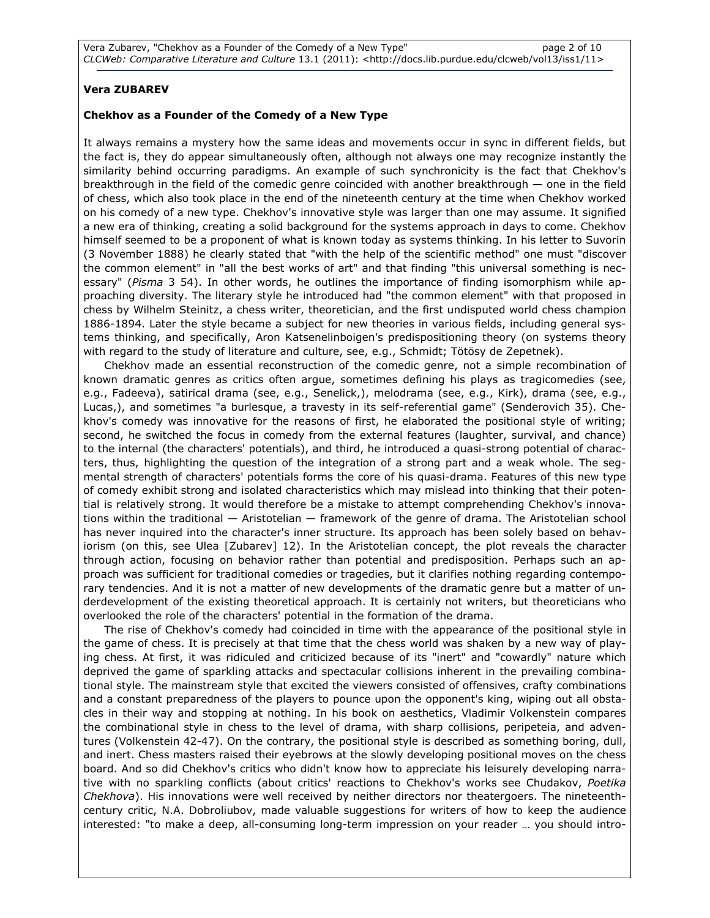**Vera ZUBAREV**

**Chekhov as a Founder of the Comedy of a New Type**

It always remains a mystery how the same ideas and movements occur in sync in different fields, but the fact is, they do appear simultaneously often, although not always one may recognize instantly the similarity behind occurring paradigms. An example of such synchronicity is the fact that Chekhov's breakthrough in the field of the comedic genre coincided with another breakthrough — one in the field of chess, which also took place in the end of the nineteenth century at the time when Chekhov worked on his comedy of a new type. Chekhov's innovative style was larger than one may assume. It signified a new era of thinking, creating a solid background for the systems approach in days to come. Chekhov himself seemed to be a proponent of what is known today as systems thinking. In his letter to Suvorin (3 November 1888) he clearly stated that "with the help of the scientific method" one must "discover the common element" in "all the best works of art" and that finding "this universal something is necessary" (*Pisma* 3 54). In other words, he outlines the importance of finding isomorphism while approaching diversity. The literary style he introduced had "the common element" with that proposed in chess by Wilhelm Steinitz, a chess writer, theoretician, and the first undisputed world chess champion 1886-1894. Later the style became a subject for new theories in various fields, including general systems thinking, and specifically, Aron Katsenelinboigen's predispositioning theory (on systems theory with regard to the study of literature and culture, see, e.g., Schmidt; Tötösy de Zepetnek).

Chekhov made an essential reconstruction of the comedic genre, not a simple recombination of known dramatic genres as critics often argue, sometimes defining his plays as tragicomedies (see, e.g., Fadeeva), satirical drama (see, e.g., Senelick,), melodrama (see, e.g., Kirk), drama (see, e.g., Lucas,), and sometimes "a burlesque, a travesty in its self-referential game" (Senderovich 35). Chekhov's comedy was innovative for the reasons of first, he elaborated the positional style of writing; second, he switched the focus in comedy from the external features (laughter, survival, and chance) to the internal (the characters' potentials), and third, he introduced a quasi-strong potential of characters, thus, highlighting the question of the integration of a strong part and a weak whole. The segmental strength of characters' potentials forms the core of his quasi-drama. Features of this new type of comedy exhibit strong and isolated characteristics which may mislead into thinking that their potential is relatively strong. It would therefore be a mistake to attempt comprehending Chekhov's innovations within the traditional — Aristotelian — framework of the genre of drama. The Aristotelian school has never inquired into the character's inner structure. Its approach has been solely based on behaviorism (on this, see Ulea [Zubarev] 12). In the Aristotelian concept, the plot reveals the character through action, focusing on behavior rather than potential and predisposition. Perhaps such an approach was sufficient for traditional comedies or tragedies, but it clarifies nothing regarding contemporary tendencies. And it is not a matter of new developments of the dramatic genre but a matter of underdevelopment of the existing theoretical approach. It is certainly not writers, but theoreticians who overlooked the role of the characters' potential in the formation of the drama.

The rise of Chekhov's comedy had coincided in time with the appearance of the positional style in the game of chess. It is precisely at that time that the chess world was shaken by a new way of playing chess. At first, it was ridiculed and criticized because of its "inert" and "cowardly" nature which deprived the game of sparkling attacks and spectacular collisions inherent in the prevailing combinational style. The mainstream style that excited the viewers consisted of offensives, crafty combinations and a constant preparedness of the players to pounce upon the opponent's king, wiping out all obstacles in their way and stopping at nothing. In his book on aesthetics, Vladimir Volkenstein compares the combinational style in chess to the level of drama, with sharp collisions, peripeteia, and adventures (Volkenstein 42-47). On the contrary, the positional style is described as something boring, dull, and inert. Chess masters raised their eyebrows at the slowly developing positional moves on the chess board. And so did Chekhov's critics who didn't know how to appreciate his leisurely developing narrative with no sparkling conflicts (about critics' reactions to Chekhov's works see Chudakov, *Poetika Chekhova*). His innovations were well received by neither directors nor theatergoers. The nineteenth-century critic, N.A. Dobroliubov, made valuable suggestions for writers of how to keep the audience interested: "to make a deep, all-consuming long-term impression on your reader … you should intro-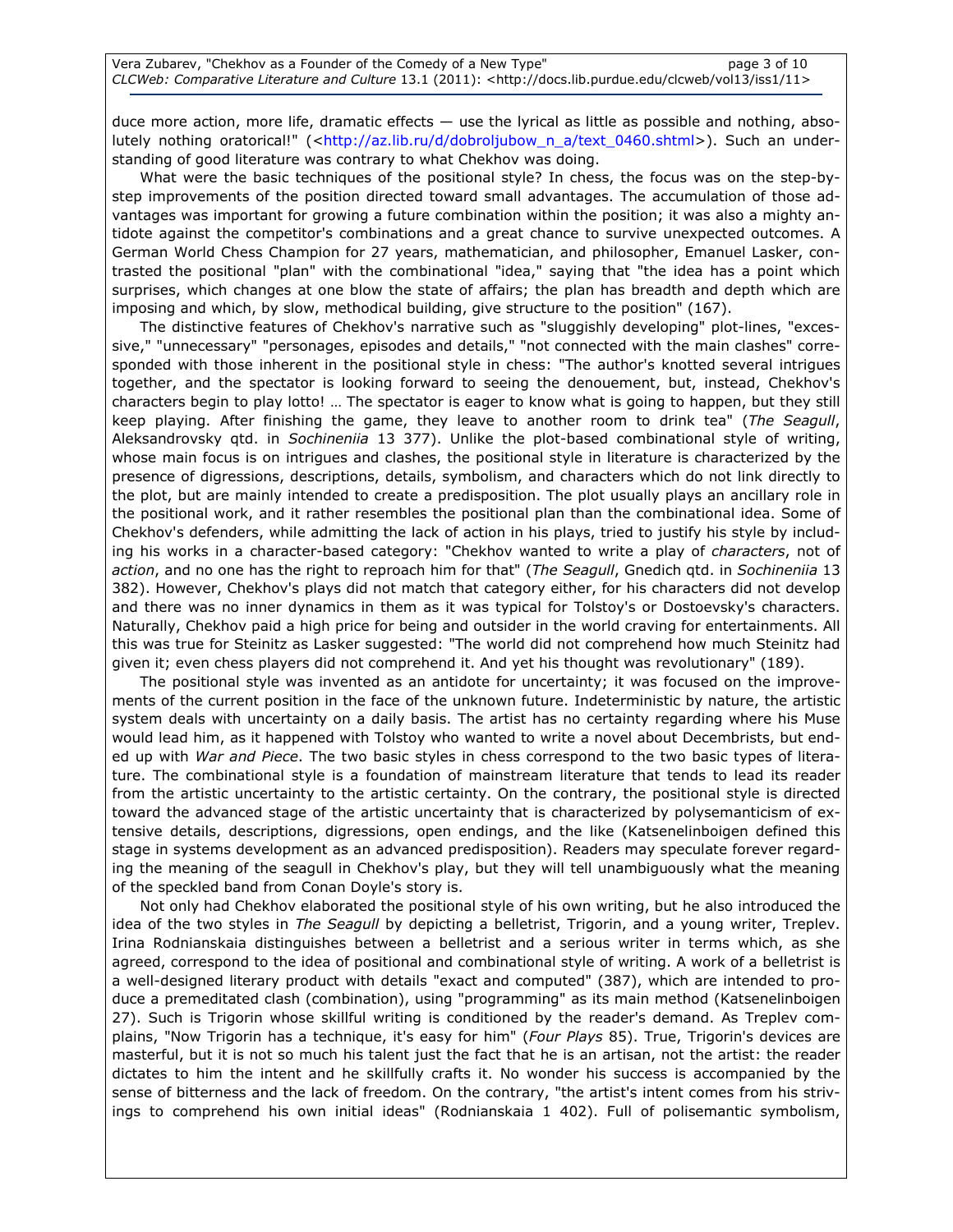duce more action, more life, dramatic effects — use the lyrical as little as possible and nothing, absolutely nothing oratorical!" (<http://az.lib.ru/d/dobroljubow_n_a/text_0460.shtml>). Such an understanding of good literature was contrary to what Chekhov was doing.

What were the basic techniques of the positional style? In chess, the focus was on the step-by-step improvements of the position directed toward small advantages. The accumulation of those advantages was important for growing a future combination within the position; it was also a mighty antidote against the competitor's combinations and a great chance to survive unexpected outcomes. A German World Chess Champion for 27 years, mathematician, and philosopher, Emanuel Lasker, contrasted the positional "plan" with the combinational "idea," saying that "the idea has a point which surprises, which changes at one blow the state of affairs; the plan has breadth and depth which are imposing and which, by slow, methodical building, give structure to the position" (167).

The distinctive features of Chekhov's narrative such as "sluggishly developing" plot-lines, "excessive," "unnecessary" "personages, episodes and details," "not connected with the main clashes" corresponded with those inherent in the positional style in chess: "The author's knotted several intrigues together, and the spectator is looking forward to seeing the denouement, but, instead, Chekhov's characters begin to play lotto! … The spectator is eager to know what is going to happen, but they still keep playing. After finishing the game, they leave to another room to drink tea" (*The Seagull*, Aleksandrovsky qtd. in *Sochineniia* 13 377). Unlike the plot-based combinational style of writing, whose main focus is on intrigues and clashes, the positional style in literature is characterized by the presence of digressions, descriptions, details, symbolism, and characters which do not link directly to the plot, but are mainly intended to create a predisposition. The plot usually plays an ancillary role in the positional work, and it rather resembles the positional plan than the combinational idea. Some of Chekhov's defenders, while admitting the lack of action in his plays, tried to justify his style by including his works in a character-based category: "Chekhov wanted to write a play of *characters*, not of *action*, and no one has the right to reproach him for that" (*The Seagull*, Gnedich qtd. in *Sochineniia* 13 382). However, Chekhov's plays did not match that category either, for his characters did not develop and there was no inner dynamics in them as it was typical for Tolstoy's or Dostoevsky's characters. Naturally, Chekhov paid a high price for being and outsider in the world craving for entertainments. All this was true for Steinitz as Lasker suggested: "The world did not comprehend how much Steinitz had given it; even chess players did not comprehend it. And yet his thought was revolutionary" (189).

The positional style was invented as an antidote for uncertainty; it was focused on the improvements of the current position in the face of the unknown future. Indeterministic by nature, the artistic system deals with uncertainty on a daily basis. The artist has no certainty regarding where his Muse would lead him, as it happened with Tolstoy who wanted to write a novel about Decembrists, but ended up with *War and Piece*. The two basic styles in chess correspond to the two basic types of literature. The combinational style is a foundation of mainstream literature that tends to lead its reader from the artistic uncertainty to the artistic certainty. On the contrary, the positional style is directed toward the advanced stage of the artistic uncertainty that is characterized by polysemanticism of extensive details, descriptions, digressions, open endings, and the like (Katsenelinboigen defined this stage in systems development as an advanced predisposition). Readers may speculate forever regarding the meaning of the seagull in Chekhov's play, but they will tell unambiguously what the meaning of the speckled band from Conan Doyle's story is.

Not only had Chekhov elaborated the positional style of his own writing, but he also introduced the idea of the two styles in *The Seagull* by depicting a belletrist, Trigorin, and a young writer, Treplev. Irina Rodnianskaia distinguishes between a belletrist and a serious writer in terms which, as she agreed, correspond to the idea of positional and combinational style of writing. A work of a belletrist is a well-designed literary product with details "exact and computed" (387), which are intended to produce a premeditated clash (combination), using "programming" as its main method (Katsenelinboigen 27). Such is Trigorin whose skillful writing is conditioned by the reader's demand. As Treplev complains, "Now Trigorin has a technique, it's easy for him" (*Four Plays* 85). True, Trigorin's devices are masterful, but it is not so much his talent just the fact that he is an artisan, not the artist: the reader dictates to him the intent and he skillfully crafts it. No wonder his success is accompanied by the sense of bitterness and the lack of freedom. On the contrary, "the artist's intent comes from his strivings to comprehend his own initial ideas" (Rodnianskaia 1 402). Full of polisemantic symbolism,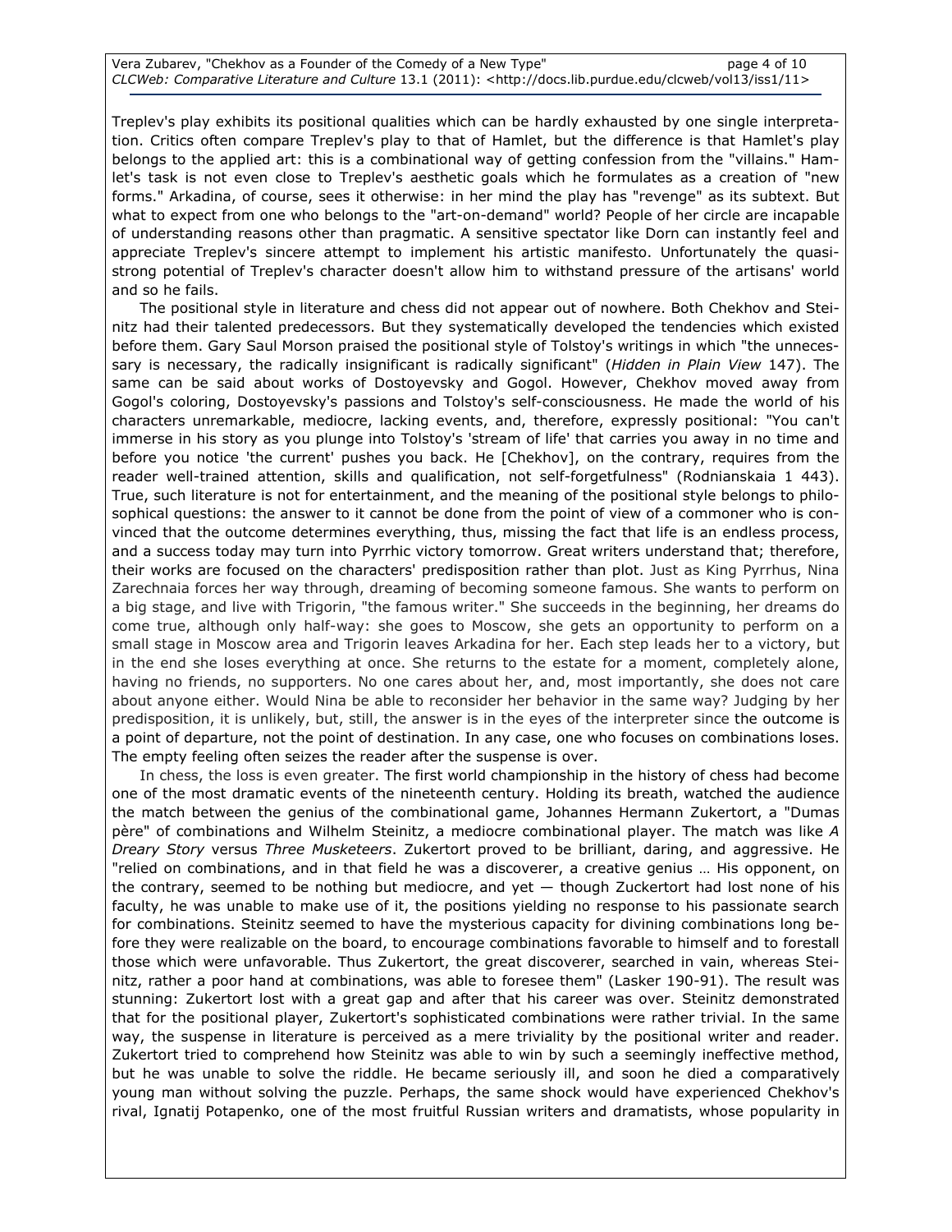Treplev's play exhibits its positional qualities which can be hardly exhausted by one single interpretation. Critics often compare Treplev's play to that of Hamlet, but the difference is that Hamlet's play belongs to the applied art: this is a combinational way of getting confession from the "villains." Hamlet's task is not even close to Treplev's aesthetic goals which he formulates as a creation of "new forms." Arkadina, of course, sees it otherwise: in her mind the play has "revenge" as its subtext. But what to expect from one who belongs to the "art-on-demand" world? People of her circle are incapable of understanding reasons other than pragmatic. A sensitive spectator like Dorn can instantly feel and appreciate Treplev's sincere attempt to implement his artistic manifesto. Unfortunately the quasi-strong potential of Treplev's character doesn't allow him to withstand pressure of the artisans' world and so he fails.

The positional style in literature and chess did not appear out of nowhere. Both Chekhov and Steinitz had their talented predecessors. But they systematically developed the tendencies which existed before them. Gary Saul Morson praised the positional style of Tolstoy's writings in which "the unnecessary is necessary, the radically insignificant is radically significant" (*Hidden in Plain View* 147). The same can be said about works of Dostoyevsky and Gogol. However, Chekhov moved away from Gogol's coloring, Dostoyevsky's passions and Tolstoy's self-consciousness. He made the world of his characters unremarkable, mediocre, lacking events, and, therefore, expressly positional: "You can't immerse in his story as you plunge into Tolstoy's 'stream of life' that carries you away in no time and before you notice 'the current' pushes you back. He [Chekhov], on the contrary, requires from the reader well-trained attention, skills and qualification, not self-forgetfulness" (Rodnianskaia 1 443). True, such literature is not for entertainment, and the meaning of the positional style belongs to philosophical questions: the answer to it cannot be done from the point of view of a commoner who is convinced that the outcome determines everything, thus, missing the fact that life is an endless process, and a success today may turn into Pyrrhic victory tomorrow. Great writers understand that; therefore, their works are focused on the characters' predisposition rather than plot. Just as King Pyrrhus, Nina Zarechnaia forces her way through, dreaming of becoming someone famous. She wants to perform on a big stage, and live with Trigorin, "the famous writer." She succeeds in the beginning, her dreams do come true, although only half-way: she goes to Moscow, she gets an opportunity to perform on a small stage in Moscow area and Trigorin leaves Arkadina for her. Each step leads her to a victory, but in the end she loses everything at once. She returns to the estate for a moment, completely alone, having no friends, no supporters. No one cares about her, and, most importantly, she does not care about anyone either. Would Nina be able to reconsider her behavior in the same way? Judging by her predisposition, it is unlikely, but, still, the answer is in the eyes of the interpreter since the outcome is a point of departure, not the point of destination. In any case, one who focuses on combinations loses. The empty feeling often seizes the reader after the suspense is over.

In chess, the loss is even greater. The first world championship in the history of chess had become one of the most dramatic events of the nineteenth century. Holding its breath, watched the audience the match between the genius of the combinational game, Johannes Hermann Zukertort, a "Dumas père" of combinations and Wilhelm Steinitz, a mediocre combinational player. The match was like *A Dreary Story* versus *Three Musketeers*. Zukertort proved to be brilliant, daring, and aggressive. He "relied on combinations, and in that field he was a discoverer, a creative genius … His opponent, on the contrary, seemed to be nothing but mediocre, and yet — though Zuckertort had lost none of his faculty, he was unable to make use of it, the positions yielding no response to his passionate search for combinations. Steinitz seemed to have the mysterious capacity for divining combinations long before they were realizable on the board, to encourage combinations favorable to himself and to forestall those which were unfavorable. Thus Zukertort, the great discoverer, searched in vain, whereas Steinitz, rather a poor hand at combinations, was able to foresee them" (Lasker 190-91). The result was stunning: Zukertort lost with a great gap and after that his career was over. Steinitz demonstrated that for the positional player, Zukertort's sophisticated combinations were rather trivial. In the same way, the suspense in literature is perceived as a mere triviality by the positional writer and reader. Zukertort tried to comprehend how Steinitz was able to win by such a seemingly ineffective method, but he was unable to solve the riddle. He became seriously ill, and soon he died a comparatively young man without solving the puzzle. Perhaps, the same shock would have experienced Chekhov's rival, Ignatij Potapenko, one of the most fruitful Russian writers and dramatists, whose popularity in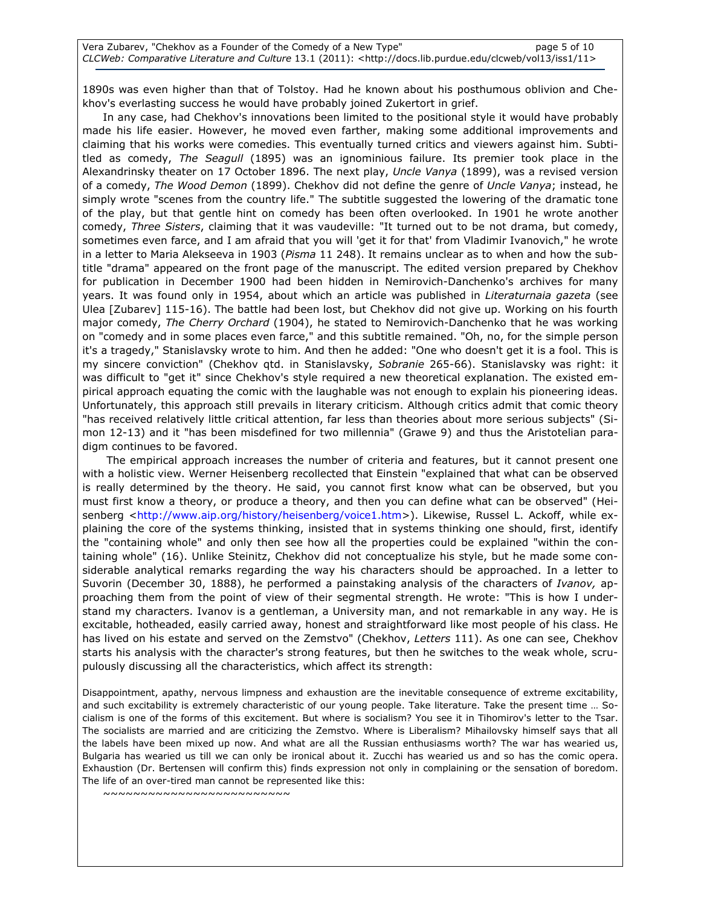1890s was even higher than that of Tolstoy. Had he known about his posthumous oblivion and Chekhov's everlasting success he would have probably joined Zukertort in grief.

In any case, had Chekhov's innovations been limited to the positional style it would have probably made his life easier. However, he moved even farther, making some additional improvements and claiming that his works were comedies. This eventually turned critics and viewers against him. Subtitled as comedy, *The Seagull* (1895) was an ignominious failure. Its premier took place in the Alexandrinsky theater on 17 October 1896. The next play, *Uncle Vanya* (1899), was a revised version of a comedy, *The Wood Demon* (1899). Chekhov did not define the genre of *Uncle Vanya*; instead, he simply wrote "scenes from the country life." The subtitle suggested the lowering of the dramatic tone of the play, but that gentle hint on comedy has been often overlooked. In 1901 he wrote another comedy, *Three Sisters*, claiming that it was vaudeville: "It turned out to be not drama, but comedy, sometimes even farce, and I am afraid that you will 'get it for that' from Vladimir Ivanovich," he wrote in a letter to Maria Alekseeva in 1903 (*Pisma* 11 248). It remains unclear as to when and how the subtitle "drama" appeared on the front page of the manuscript. The edited version prepared by Chekhov for publication in December 1900 had been hidden in Nemirovich-Danchenko's archives for many years. It was found only in 1954, about which an article was published in *Literaturnaia gazeta* (see Ulea [Zubarev] 115-16). The battle had been lost, but Chekhov did not give up. Working on his fourth major comedy, *The Cherry Orchard* (1904), he stated to Nemirovich-Danchenko that he was working on "comedy and in some places even farce," and this subtitle remained. "Oh, no, for the simple person it's a tragedy," Stanislavsky wrote to him. And then he added: "One who doesn't get it is a fool. This is my sincere conviction" (Chekhov qtd. in Stanislavsky, *Sobranie* 265-66). Stanislavsky was right: it was difficult to "get it" since Chekhov's style required a new theoretical explanation. The existed empirical approach equating the comic with the laughable was not enough to explain his pioneering ideas. Unfortunately, this approach still prevails in literary criticism. Although critics admit that comic theory "has received relatively little critical attention, far less than theories about more serious subjects" (Simon 12-13) and it "has been misdefined for two millennia" (Grawe 9) and thus the Aristotelian paradigm continues to be favored.

The empirical approach increases the number of criteria and features, but it cannot present one with a holistic view. Werner Heisenberg recollected that Einstein "explained that what can be observed is really determined by the theory. He said, you cannot first know what can be observed, but you must first know a theory, or produce a theory, and then you can define what can be observed" (Heisenberg <http://www.aip.org/history/heisenberg/voice1.htm>). Likewise, Russel L. Ackoff, while explaining the core of the systems thinking, insisted that in systems thinking one should, first, identify the "containing whole" and only then see how all the properties could be explained "within the containing whole" (16). Unlike Steinitz, Chekhov did not conceptualize his style, but he made some considerable analytical remarks regarding the way his characters should be approached. In a letter to Suvorin (December 30, 1888), he performed a painstaking analysis of the characters of *Ivanov,* approaching them from the point of view of their segmental strength. He wrote: "This is how I understand my characters. Ivanov is a gentleman, a University man, and not remarkable in any way. He is excitable, hotheaded, easily carried away, honest and straightforward like most people of his class. He has lived on his estate and served on the Zemstvo" (Chekhov, *Letters* 111). As one can see, Chekhov starts his analysis with the character's strong features, but then he switches to the weak whole, scrupulously discussing all the characteristics, which affect its strength:

> Disappointment, apathy, nervous limpness and exhaustion are the inevitable consequence of extreme excitability, and such excitability is extremely characteristic of our young people. Take literature. Take the present time … Socialism is one of the forms of this excitement. But where is socialism? You see it in Tihomirov's letter to the Tsar. The socialists are married and are criticizing the Zemstvo. Where is Liberalism? Mihailovsky himself says that all the labels have been mixed up now. And what are all the Russian enthusiasms worth? The war has wearied us, Bulgaria has wearied us till we can only be ironical about it. Zucchi has wearied us and so has the comic opera. Exhaustion (Dr. Bertensen will confirm this) finds expression not only in complaining or the sensation of boredom. The life of an over-tired man cannot be represented like this:
>
> ~~~~~~~~~~~~~~~~~~~~~~~~~~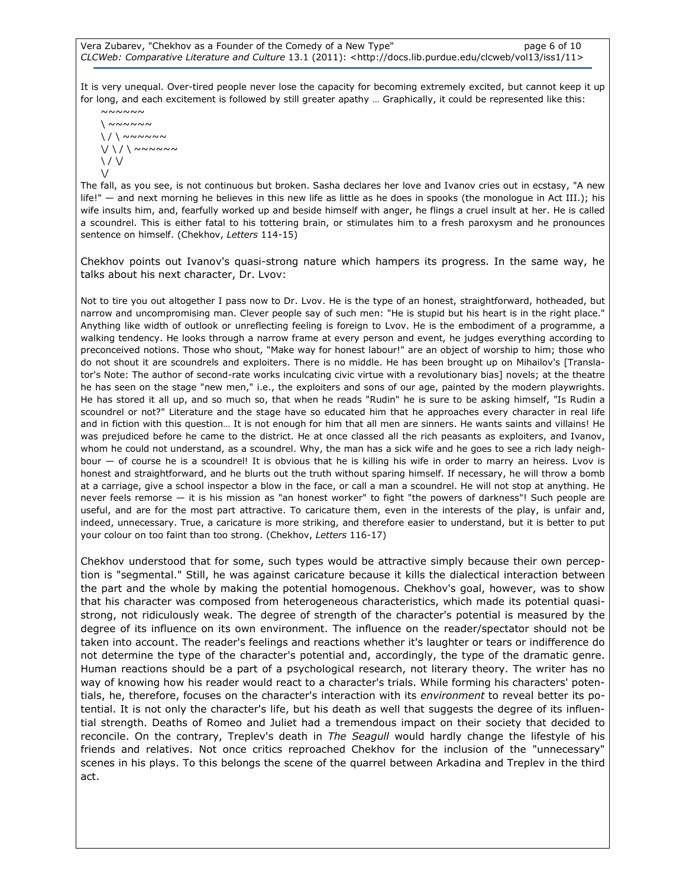It is very unequal. Over-tired people never lose the capacity for becoming extremely excited, but cannot keep it up for long, and each excitement is followed by still greater apathy … Graphically, it could be represented like this:

```
~~~~~~
\ ~~~~~~
\ / \ ~~~~~~
\/ \ / \ ~~~~~~
\ / \/
\/
```

The fall, as you see, is not continuous but broken. Sasha declares her love and Ivanov cries out in ecstasy, "A new life!" — and next morning he believes in this new life as little as he does in spooks (the monologue in Act III.); his wife insults him, and, fearfully worked up and beside himself with anger, he flings a cruel insult at her. He is called a scoundrel. This is either fatal to his tottering brain, or stimulates him to a fresh paroxysm and he pronounces sentence on himself. (Chekhov, *Letters* 114-15)

Chekhov points out Ivanov's quasi-strong nature which hampers its progress. In the same way, he talks about his next character, Dr. Lvov:

Not to tire you out altogether I pass now to Dr. Lvov. He is the type of an honest, straightforward, hotheaded, but narrow and uncompromising man. Clever people say of such men: "He is stupid but his heart is in the right place." Anything like width of outlook or unreflecting feeling is foreign to Lvov. He is the embodiment of a programme, a walking tendency. He looks through a narrow frame at every person and event, he judges everything according to preconceived notions. Those who shout, "Make way for honest labour!" are an object of worship to him; those who do not shout it are scoundrels and exploiters. There is no middle. He has been brought up on Mihailov's [Translator's Note: The author of second-rate works inculcating civic virtue with a revolutionary bias] novels; at the theatre he has seen on the stage "new men," i.e., the exploiters and sons of our age, painted by the modern playwrights. He has stored it all up, and so much so, that when he reads "Rudin" he is sure to be asking himself, "Is Rudin a scoundrel or not?" Literature and the stage have so educated him that he approaches every character in real life and in fiction with this question… It is not enough for him that all men are sinners. He wants saints and villains! He was prejudiced before he came to the district. He at once classed all the rich peasants as exploiters, and Ivanov, whom he could not understand, as a scoundrel. Why, the man has a sick wife and he goes to see a rich lady neighbour — of course he is a scoundrel! It is obvious that he is killing his wife in order to marry an heiress. Lvov is honest and straightforward, and he blurts out the truth without sparing himself. If necessary, he will throw a bomb at a carriage, give a school inspector a blow in the face, or call a man a scoundrel. He will not stop at anything. He never feels remorse — it is his mission as "an honest worker" to fight "the powers of darkness"! Such people are useful, and are for the most part attractive. To caricature them, even in the interests of the play, is unfair and, indeed, unnecessary. True, a caricature is more striking, and therefore easier to understand, but it is better to put your colour on too faint than too strong. (Chekhov, *Letters* 116-17)

Chekhov understood that for some, such types would be attractive simply because their own perception is "segmental." Still, he was against caricature because it kills the dialectical interaction between the part and the whole by making the potential homogenous. Chekhov's goal, however, was to show that his character was composed from heterogeneous characteristics, which made its potential quasi-strong, not ridiculously weak. The degree of strength of the character's potential is measured by the degree of its influence on its own environment. The influence on the reader/spectator should not be taken into account. The reader's feelings and reactions whether it's laughter or tears or indifference do not determine the type of the character's potential and, accordingly, the type of the dramatic genre. Human reactions should be a part of a psychological research, not literary theory. The writer has no way of knowing how his reader would react to a character's trials. While forming his characters' potentials, he, therefore, focuses on the character's interaction with its *environment* to reveal better its potential. It is not only the character's life, but his death as well that suggests the degree of its influential strength. Deaths of Romeo and Juliet had a tremendous impact on their society that decided to reconcile. On the contrary, Treplev's death in *The Seagull* would hardly change the lifestyle of his friends and relatives. Not once critics reproached Chekhov for the inclusion of the "unnecessary" scenes in his plays. To this belongs the scene of the quarrel between Arkadina and Treplev in the third act.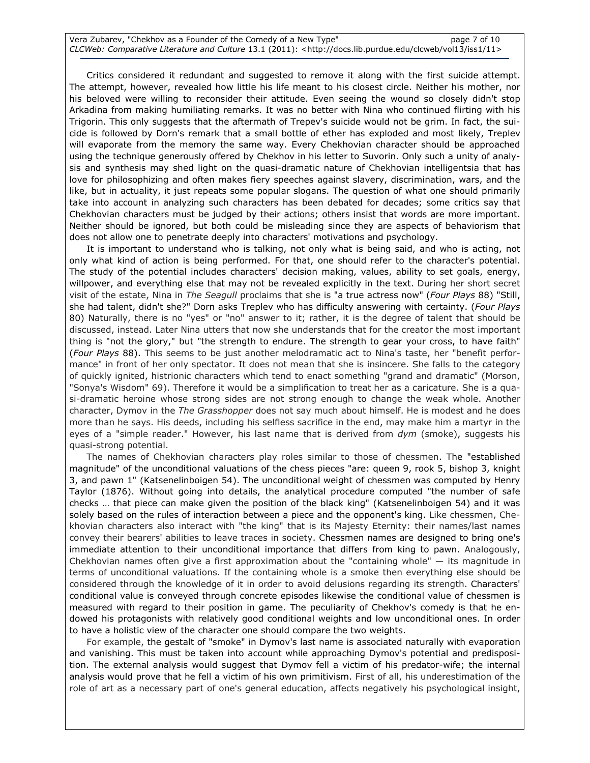Critics considered it redundant and suggested to remove it along with the first suicide attempt. The attempt, however, revealed how little his life meant to his closest circle. Neither his mother, nor his beloved were willing to reconsider their attitude. Even seeing the wound so closely didn't stop Arkadina from making humiliating remarks. It was no better with Nina who continued flirting with his Trigorin. This only suggests that the aftermath of Trepev's suicide would not be grim. In fact, the suicide is followed by Dorn's remark that a small bottle of ether has exploded and most likely, Treplev will evaporate from the memory the same way. Every Chekhovian character should be approached using the technique generously offered by Chekhov in his letter to Suvorin. Only such a unity of analysis and synthesis may shed light on the quasi-dramatic nature of Chekhovian intelligentsia that has love for philosophizing and often makes fiery speeches against slavery, discrimination, wars, and the like, but in actuality, it just repeats some popular slogans. The question of what one should primarily take into account in analyzing such characters has been debated for decades; some critics say that Chekhovian characters must be judged by their actions; others insist that words are more important. Neither should be ignored, but both could be misleading since they are aspects of behaviorism that does not allow one to penetrate deeply into characters' motivations and psychology.

It is important to understand who is talking, not only what is being said, and who is acting, not only what kind of action is being performed. For that, one should refer to the character's potential. The study of the potential includes characters' decision making, values, ability to set goals, energy, willpower, and everything else that may not be revealed explicitly in the text. During her short secret visit of the estate, Nina in *The Seagull* proclaims that she is "a true actress now" (*Four Plays* 88) "Still, she had talent, didn't she?" Dorn asks Treplev who has difficulty answering with certainty. (*Four Plays* 80) Naturally, there is no "yes" or "no" answer to it; rather, it is the degree of talent that should be discussed, instead. Later Nina utters that now she understands that for the creator the most important thing is "not the glory," but "the strength to endure. The strength to gear your cross, to have faith" (*Four Plays* 88). This seems to be just another melodramatic act to Nina's taste, her "benefit performance" in front of her only spectator. It does not mean that she is insincere. She falls to the category of quickly ignited, histrionic characters which tend to enact something "grand and dramatic" (Morson, "Sonya's Wisdom" 69). Therefore it would be a simplification to treat her as a caricature. She is a quasi-dramatic heroine whose strong sides are not strong enough to change the weak whole. Another character, Dymov in the *The Grasshopper* does not say much about himself. He is modest and he does more than he says. His deeds, including his selfless sacrifice in the end, may make him a martyr in the eyes of a "simple reader." However, his last name that is derived from *dym* (smoke), suggests his quasi-strong potential.

The names of Chekhovian characters play roles similar to those of chessmen. The "established magnitude" of the unconditional valuations of the chess pieces "are: queen 9, rook 5, bishop 3, knight 3, and pawn 1" (Katsenelinboigen 54). The unconditional weight of chessmen was computed by Henry Taylor (1876). Without going into details, the analytical procedure computed "the number of safe checks … that piece can make given the position of the black king" (Katsenelinboigen 54) and it was solely based on the rules of interaction between a piece and the opponent's king. Like chessmen, Chekhovian characters also interact with "the king" that is its Majesty Eternity: their names/last names convey their bearers' abilities to leave traces in society. Chessmen names are designed to bring one's immediate attention to their unconditional importance that differs from king to pawn. Analogously, Chekhovian names often give a first approximation about the "containing whole" — its magnitude in terms of unconditional valuations. If the containing whole is a smoke then everything else should be considered through the knowledge of it in order to avoid delusions regarding its strength. Characters' conditional value is conveyed through concrete episodes likewise the conditional value of chessmen is measured with regard to their position in game. The peculiarity of Chekhov's comedy is that he endowed his protagonists with relatively good conditional weights and low unconditional ones. In order to have a holistic view of the character one should compare the two weights.

For example, the gestalt of "smoke" in Dymov's last name is associated naturally with evaporation and vanishing. This must be taken into account while approaching Dymov's potential and predisposition. The external analysis would suggest that Dymov fell a victim of his predator-wife; the internal analysis would prove that he fell a victim of his own primitivism. First of all, his underestimation of the role of art as a necessary part of one's general education, affects negatively his psychological insight,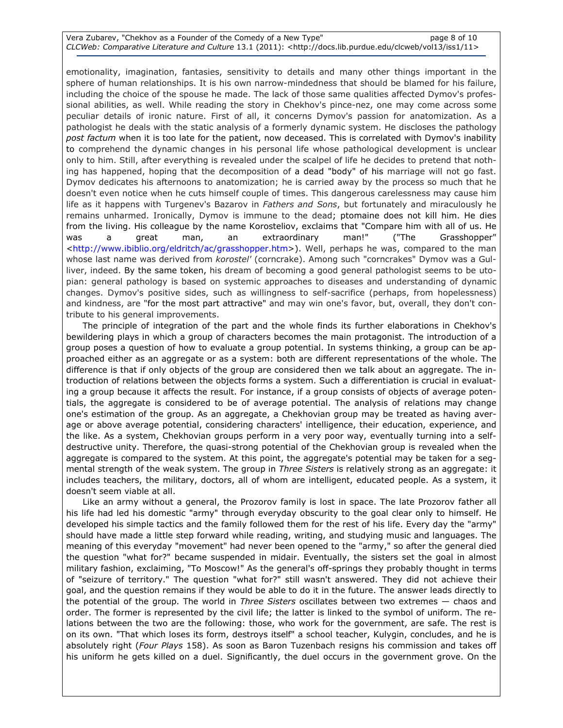emotionality, imagination, fantasies, sensitivity to details and many other things important in the sphere of human relationships. It is his own narrow-mindedness that should be blamed for his failure, including the choice of the spouse he made. The lack of those same qualities affected Dymov's professional abilities, as well. While reading the story in Chekhov's pince-nez, one may come across some peculiar details of ironic nature. First of all, it concerns Dymov's passion for anatomization. As a pathologist he deals with the static analysis of a formerly dynamic system. He discloses the pathology *post factum* when it is too late for the patient, now deceased. This is correlated with Dymov's inability to comprehend the dynamic changes in his personal life whose pathological development is unclear only to him. Still, after everything is revealed under the scalpel of life he decides to pretend that nothing has happened, hoping that the decomposition of a dead "body" of his marriage will not go fast. Dymov dedicates his afternoons to anatomization; he is carried away by the process so much that he doesn't even notice when he cuts himself couple of times. This dangerous carelessness may cause him life as it happens with Turgenev's Bazarov in *Fathers and Sons*, but fortunately and miraculously he remains unharmed. Ironically, Dymov is immune to the dead; ptomaine does not kill him. He dies from the living. His colleague by the name Korosteliov, exclaims that "Compare him with all of us. He was a great man, an extraordinary man!" ("The Grasshopper" <http://www.ibiblio.org/eldritch/ac/grasshopper.htm>). Well, perhaps he was, compared to the man whose last name was derived from *korostel'* (corncrake). Among such "corncrakes" Dymov was a Gulliver, indeed. By the same token, his dream of becoming a good general pathologist seems to be utopian: general pathology is based on systemic approaches to diseases and understanding of dynamic changes. Dymov's positive sides, such as willingness to self-sacrifice (perhaps, from hopelessness) and kindness, are "for the most part attractive" and may win one's favor, but, overall, they don't contribute to his general improvements.

The principle of integration of the part and the whole finds its further elaborations in Chekhov's bewildering plays in which a group of characters becomes the main protagonist. The introduction of a group poses a question of how to evaluate a group potential. In systems thinking, a group can be approached either as an aggregate or as a system: both are different representations of the whole. The difference is that if only objects of the group are considered then we talk about an aggregate. The introduction of relations between the objects forms a system. Such a differentiation is crucial in evaluating a group because it affects the result. For instance, if a group consists of objects of average potentials, the aggregate is considered to be of average potential. The analysis of relations may change one's estimation of the group. As an aggregate, a Chekhovian group may be treated as having average or above average potential, considering characters' intelligence, their education, experience, and the like. As a system, Chekhovian groups perform in a very poor way, eventually turning into a self-destructive unity. Therefore, the quasi-strong potential of the Chekhovian group is revealed when the aggregate is compared to the system. At this point, the aggregate's potential may be taken for a segmental strength of the weak system. The group in *Three Sisters* is relatively strong as an aggregate: it includes teachers, the military, doctors, all of whom are intelligent, educated people. As a system, it doesn't seem viable at all.

Like an army without a general, the Prozorov family is lost in space. The late Prozorov father all his life had led his domestic "army" through everyday obscurity to the goal clear only to himself. He developed his simple tactics and the family followed them for the rest of his life. Every day the "army" should have made a little step forward while reading, writing, and studying music and languages. The meaning of this everyday "movement" had never been opened to the "army," so after the general died the question "what for?" became suspended in midair. Eventually, the sisters set the goal in almost military fashion, exclaiming, "To Moscow!" As the general's off-springs they probably thought in terms of "seizure of territory." The question "what for?" still wasn't answered. They did not achieve their goal, and the question remains if they would be able to do it in the future. The answer leads directly to the potential of the group. The world in *Three Sisters* oscillates between two extremes — chaos and order. The former is represented by the civil life; the latter is linked to the symbol of uniform. The relations between the two are the following: those, who work for the government, are safe. The rest is on its own. "That which loses its form, destroys itself" a school teacher, Kulygin, concludes, and he is absolutely right (*Four Plays* 158). As soon as Baron Tuzenbach resigns his commission and takes off his uniform he gets killed on a duel. Significantly, the duel occurs in the government grove. On the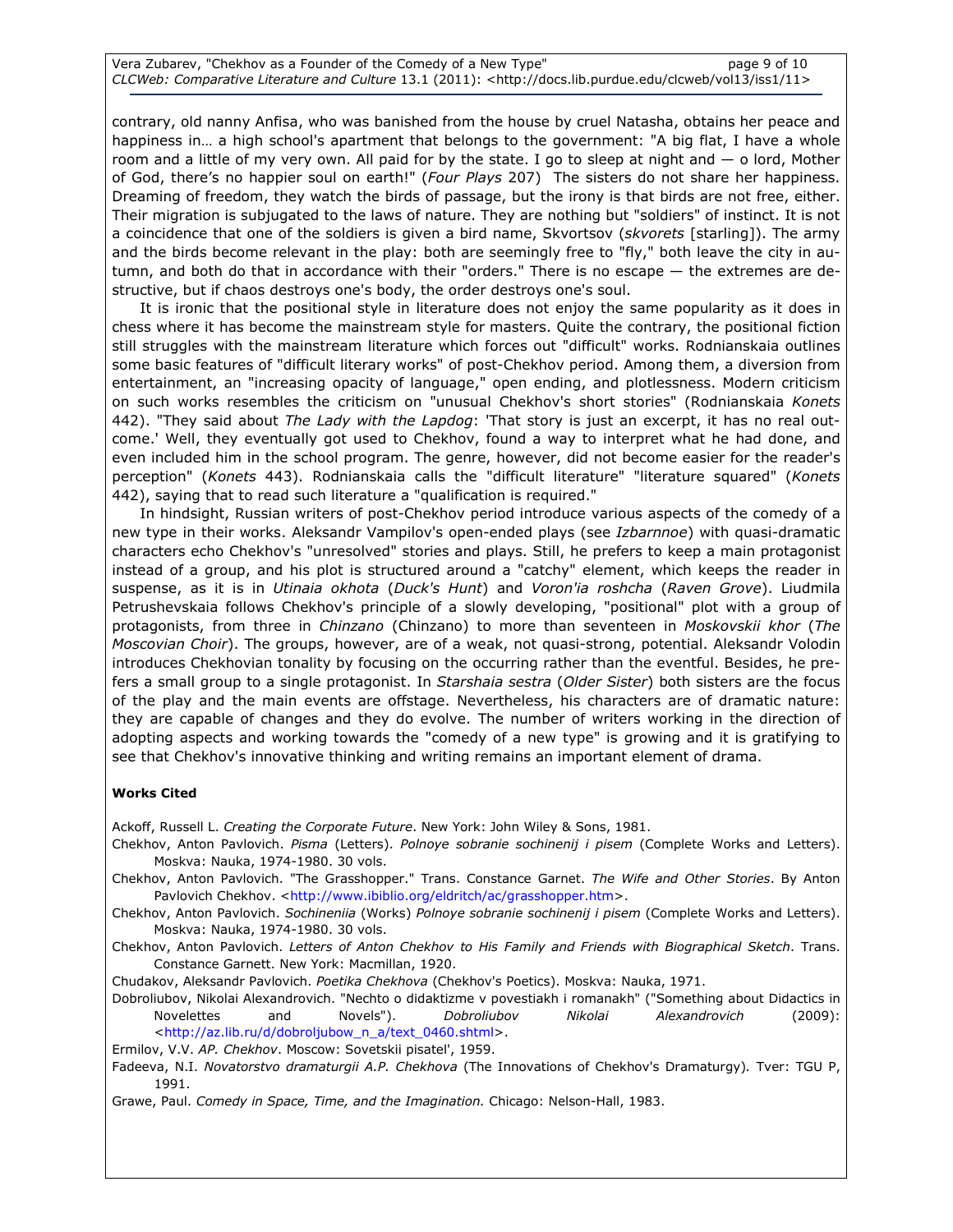contrary, old nanny Anfisa, who was banished from the house by cruel Natasha, obtains her peace and happiness in… a high school's apartment that belongs to the government: "A big flat, I have a whole room and a little of my very own. All paid for by the state. I go to sleep at night and — o lord, Mother of God, there's no happier soul on earth!" (*Four Plays* 207) The sisters do not share her happiness. Dreaming of freedom, they watch the birds of passage, but the irony is that birds are not free, either. Their migration is subjugated to the laws of nature. They are nothing but "soldiers" of instinct. It is not a coincidence that one of the soldiers is given a bird name, Skvortsov (*skvorets* [starling]). The army and the birds become relevant in the play: both are seemingly free to "fly," both leave the city in autumn, and both do that in accordance with their "orders." There is no escape — the extremes are destructive, but if chaos destroys one's body, the order destroys one's soul.

It is ironic that the positional style in literature does not enjoy the same popularity as it does in chess where it has become the mainstream style for masters. Quite the contrary, the positional fiction still struggles with the mainstream literature which forces out "difficult" works. Rodnianskaia outlines some basic features of "difficult literary works" of post-Chekhov period. Among them, a diversion from entertainment, an "increasing opacity of language," open ending, and plotlessness. Modern criticism on such works resembles the criticism on "unusual Chekhov's short stories" (Rodnianskaia *Konets* 442). "They said about *The Lady with the Lapdog*: 'That story is just an excerpt, it has no real outcome.' Well, they eventually got used to Chekhov, found a way to interpret what he had done, and even included him in the school program. The genre, however, did not become easier for the reader's perception" (*Konets* 443). Rodnianskaia calls the "difficult literature" "literature squared" (*Konets* 442), saying that to read such literature a "qualification is required."

In hindsight, Russian writers of post-Chekhov period introduce various aspects of the comedy of a new type in their works. Aleksandr Vampilov's open-ended plays (see *Izbarnnoe*) with quasi-dramatic characters echo Chekhov's "unresolved" stories and plays. Still, he prefers to keep a main protagonist instead of a group, and his plot is structured around a "catchy" element, which keeps the reader in suspense, as it is in *Utinaia okhota* (*Duck's Hunt*) and *Voron'ia roshcha* (*Raven Grove*). Liudmila Petrushevskaia follows Chekhov's principle of a slowly developing, "positional" plot with a group of protagonists, from three in *Chinzano* (Chinzano) to more than seventeen in *Moskovskii khor* (*The Moscovian Choir*). The groups, however, are of a weak, not quasi-strong, potential. Aleksandr Volodin introduces Chekhovian tonality by focusing on the occurring rather than the eventful. Besides, he prefers a small group to a single protagonist. In *Starshaia sestra* (*Older Sister*) both sisters are the focus of the play and the main events are offstage. Nevertheless, his characters are of dramatic nature: they are capable of changes and they do evolve. The number of writers working in the direction of adopting aspects and working towards the "comedy of a new type" is growing and it is gratifying to see that Chekhov's innovative thinking and writing remains an important element of drama.

**Works Cited**

Ackoff, Russell L. *Creating the Corporate Future*. New York: John Wiley & Sons, 1981.

Chekhov, Anton Pavlovich. *Pisma* (Letters). *Polnoye sobranie sochinenij i pisem* (Complete Works and Letters). Moskva: Nauka, 1974-1980. 30 vols.

Chekhov, Anton Pavlovich. "The Grasshopper." Trans. Constance Garnet. *The Wife and Other Stories*. By Anton Pavlovich Chekhov. <http://www.ibiblio.org/eldritch/ac/grasshopper.htm>.

Chekhov, Anton Pavlovich. *Sochineniia* (Works) *Polnoye sobranie sochinenij i pisem* (Complete Works and Letters). Moskva: Nauka, 1974-1980. 30 vols.

Chekhov, Anton Pavlovich. *Letters of Anton Chekhov to His Family and Friends with Biographical Sketch*. Trans. Constance Garnett. New York: Macmillan, 1920.

Chudakov, Aleksandr Pavlovich. *Poetika Chekhova* (Chekhov's Poetics). Moskva: Nauka, 1971.

Dobroliubov, Nikolai Alexandrovich. "Nechto o didaktizme v povestiakh i romanakh" ("Something about Didactics in Novelettes and Novels"). *Dobroliubov Nikolai Alexandrovich* (2009): <http://az.lib.ru/d/dobroljubow_n_a/text_0460.shtml>.

Ermilov, V.V. *AP. Chekhov*. Moscow: Sovetskii pisatel', 1959.

Fadeeva, N.I. *Novatorstvo dramaturgii A.P. Chekhova* (The Innovations of Chekhov's Dramaturgy). Tver: TGU P, 1991.

Grawe, Paul. *Comedy in Space, Time, and the Imagination.* Chicago: Nelson-Hall, 1983.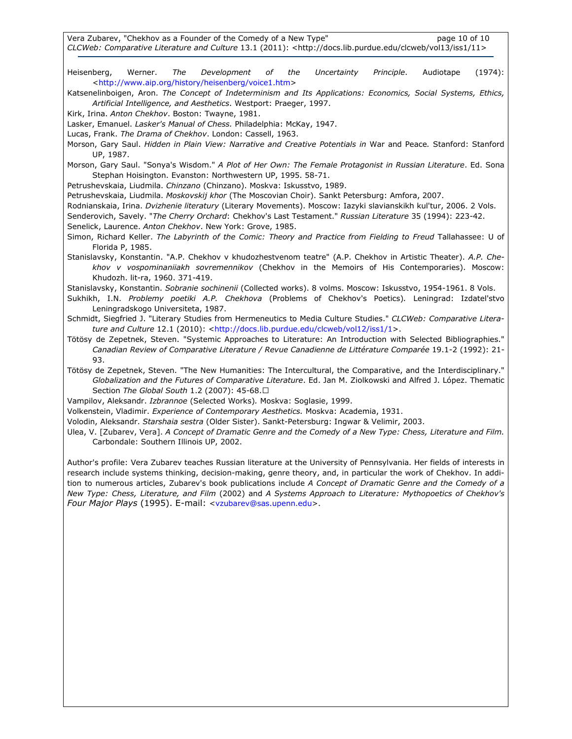Heisenberg, Werner. *The Development of the Uncertainty Principle*. Audiotape (1974): <http://www.aip.org/history/heisenberg/voice1.htm>

Katsenelinboigen, Aron. *The Concept of Indeterminism and Its Applications: Economics, Social Systems, Ethics, Artificial Intelligence, and Aesthetics*. Westport: Praeger, 1997.

Kirk, Irina. *Anton Chekhov*. Boston: Twayne, 1981.

Lasker, Emanuel. *Lasker's Manual of Chess.* Philadelphia: McKay, 1947.

Lucas, Frank. *The Drama of Chekhov*. London: Cassell, 1963.

Morson, Gary Saul. *Hidden in Plain View: Narrative and Creative Potentials in* War and Peace*.* Stanford: Stanford UP, 1987.

Morson, Gary Saul. "Sonya's Wisdom." *A Plot of Her Own: The Female Protagonist in Russian Literature*. Ed. Sona Stephan Hoisington. Evanston: Northwestern UP, 1995. 58-71.

Petrushevskaia, Liudmila. *Chinzano* (Chinzano). Moskva: Iskusstvo, 1989.

Petrushevskaia, Liudmila. *Moskovskij khor* (The Moscovian Choir). Sankt Petersburg: Amfora, 2007.

Rodnianskaia, Irina. *Dvizhenie literatury* (Literary Movements). Moscow: Iazyki slavianskikh kul'tur, 2006. 2 Vols.

Senderovich, Savely. "*The Cherry Orchard*: Chekhov's Last Testament." *Russian Literature* 35 (1994): 223-42.

Senelick, Laurence. *Anton Chekhov*. New York: Grove, 1985.

Simon, Richard Keller. *The Labyrinth of the Comic: Theory and Practice from Fielding to Freud* Tallahassee: U of Florida P, 1985.

Stanislavsky, Konstantin. "A.P. Chekhov v khudozhestvenom teatre" (A.P. Chekhov in Artistic Theater). *A.P. Chekhov v vospominaniiakh sovremennikov* (Chekhov in the Memoirs of His Contemporaries). Moscow: Khudozh. lit-ra, 1960. 371-419.

Stanislavsky, Konstantin. *Sobranie sochinenii* (Collected works). 8 volms. Moscow: Iskusstvo, 1954-1961. 8 Vols.

Sukhikh, I.N. *Problemy poetiki A.P. Chekhova* (Problems of Chekhov's Poetics)*.* Leningrad: Izdatel'stvo Leningradskogo Universiteta, 1987.

Schmidt, Siegfried J. "Literary Studies from Hermeneutics to Media Culture Studies." *CLCWeb: Comparative Literature and Culture* 12.1 (2010): <http://docs.lib.purdue.edu/clcweb/vol12/iss1/1>.

Tötösy de Zepetnek, Steven. "Systemic Approaches to Literature: An Introduction with Selected Bibliographies." *Canadian Review of Comparative Literature / Revue Canadienne de Littérature Comparée* 19.1-2 (1992): 21-93.

Tötösy de Zepetnek, Steven. "The New Humanities: The Intercultural, the Comparative, and the Interdisciplinary." *Globalization and the Futures of Comparative Literature*. Ed. Jan M. Ziolkowski and Alfred J. López. Thematic Section *The Global South* 1.2 (2007): 45-68.

Vampilov, Aleksandr. *Izbrannoe* (Selected Works)*.* Moskva: Soglasie, 1999.

Volkenstein, Vladimir. *Experience of Contemporary Aesthetics.* Moskva: Academia, 1931.

Volodin, Aleksandr. *Starshaia sestra* (Older Sister). Sankt-Petersburg: Ingwar & Velimir, 2003.

Ulea, V. [Zubarev, Vera]. *A Concept of Dramatic Genre and the Comedy of a New Type: Chess, Literature and Film.* Carbondale: Southern Illinois UP, 2002.

Author's profile: Vera Zubarev teaches Russian literature at the University of Pennsylvania. Her fields of interests in research include systems thinking, decision-making, genre theory, and, in particular the work of Chekhov. In addition to numerous articles, Zubarev's book publications include *A Concept of Dramatic Genre and the Comedy of a New Type: Chess, Literature, and Film* (2002) and *A Systems Approach to Literature: Mythopoetics of Chekhov's Four Major Plays* (1995). E-mail: <vzubarev@sas.upenn.edu>.